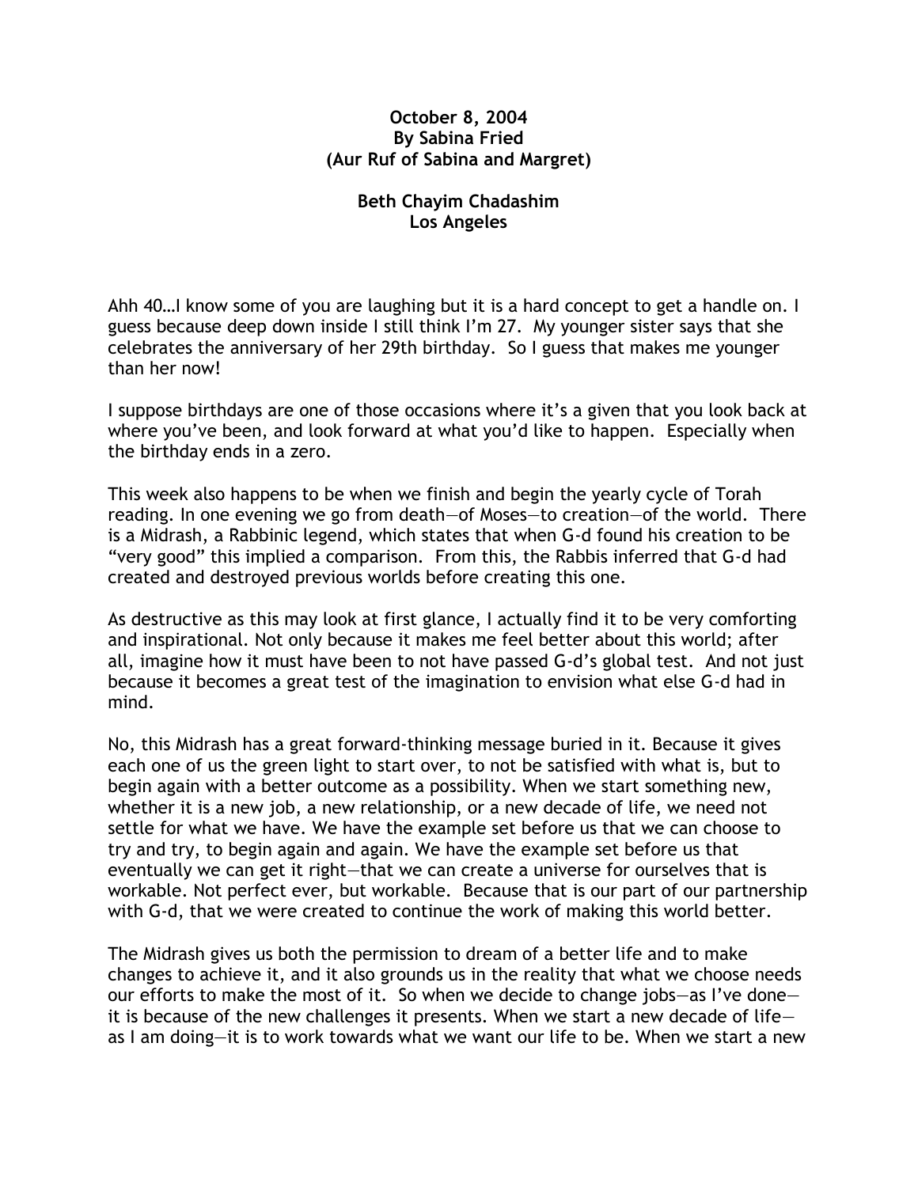**October 8, 2004**
**By Sabina Fried**
**(Aur Ruf of Sabina and Margret)**

**Beth Chayim Chadashim**
**Los Angeles**

Ahh 40…I know some of you are laughing but it is a hard concept to get a handle on. I guess because deep down inside I still think I'm 27. My younger sister says that she celebrates the anniversary of her 29th birthday. So I guess that makes me younger than her now!

I suppose birthdays are one of those occasions where it's a given that you look back at where you've been, and look forward at what you'd like to happen. Especially when the birthday ends in a zero.

This week also happens to be when we finish and begin the yearly cycle of Torah reading. In one evening we go from death—of Moses—to creation—of the world. There is a Midrash, a Rabbinic legend, which states that when G-d found his creation to be "very good" this implied a comparison. From this, the Rabbis inferred that G-d had created and destroyed previous worlds before creating this one.

As destructive as this may look at first glance, I actually find it to be very comforting and inspirational. Not only because it makes me feel better about this world; after all, imagine how it must have been to not have passed G-d's global test. And not just because it becomes a great test of the imagination to envision what else G-d had in mind.

No, this Midrash has a great forward-thinking message buried in it. Because it gives each one of us the green light to start over, to not be satisfied with what is, but to begin again with a better outcome as a possibility. When we start something new, whether it is a new job, a new relationship, or a new decade of life, we need not settle for what we have. We have the example set before us that we can choose to try and try, to begin again and again. We have the example set before us that eventually we can get it right—that we can create a universe for ourselves that is workable. Not perfect ever, but workable. Because that is our part of our partnership with G-d, that we were created to continue the work of making this world better.

The Midrash gives us both the permission to dream of a better life and to make changes to achieve it, and it also grounds us in the reality that what we choose needs our efforts to make the most of it. So when we decide to change jobs—as I've done—it is because of the new challenges it presents. When we start a new decade of life—as I am doing—it is to work towards what we want our life to be. When we start a new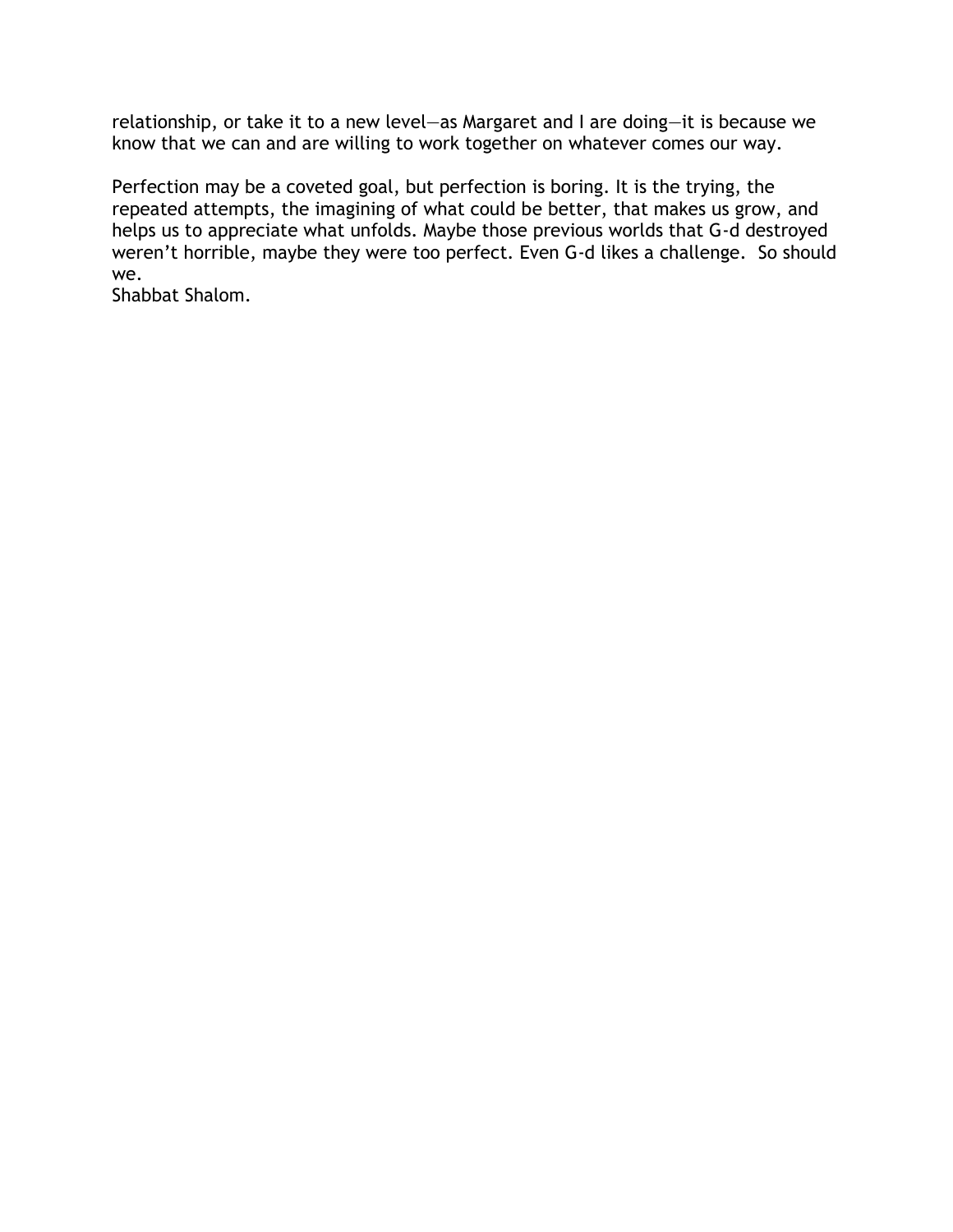relationship, or take it to a new level—as Margaret and I are doing—it is because we know that we can and are willing to work together on whatever comes our way.

Perfection may be a coveted goal, but perfection is boring. It is the trying, the repeated attempts, the imagining of what could be better, that makes us grow, and helps us to appreciate what unfolds. Maybe those previous worlds that G-d destroyed weren't horrible, maybe they were too perfect. Even G-d likes a challenge. So should we.

Shabbat Shalom.